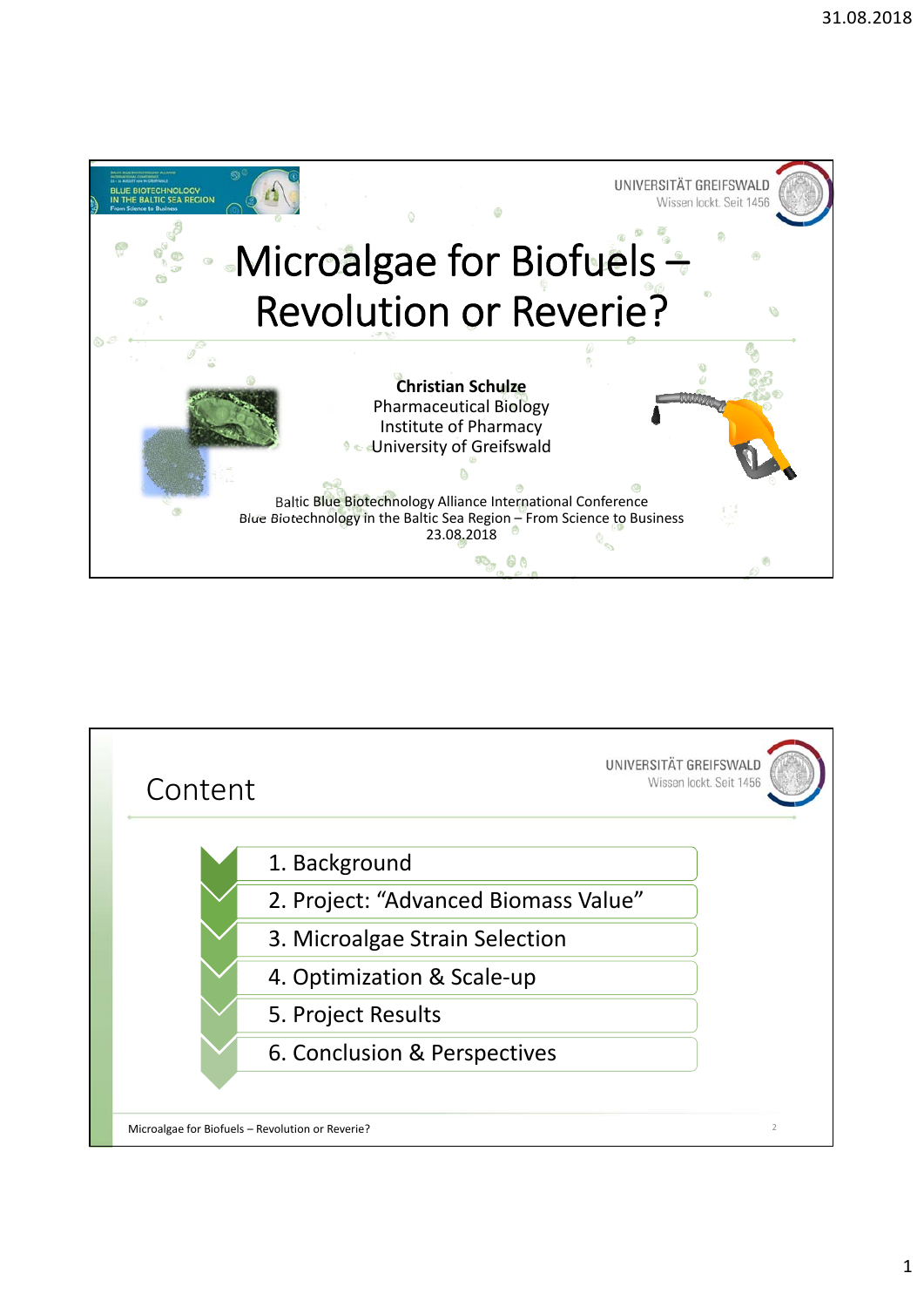# Microalgae for Biofuels – Revolution or Reverie?

**Christian Schulze**
Pharmaceutical Biology
Institute of Pharmacy
University of Greifswald

Baltic Blue Biotechnology Alliance International Conference
Blue Biotechnology in the Baltic Sea Region – From Science to Business
23.08.2018

## Content

1. Background
2. Project: "Advanced Biomass Value"
3. Microalgae Strain Selection
4. Optimization & Scale-up
5. Project Results
6. Conclusion & Perspectives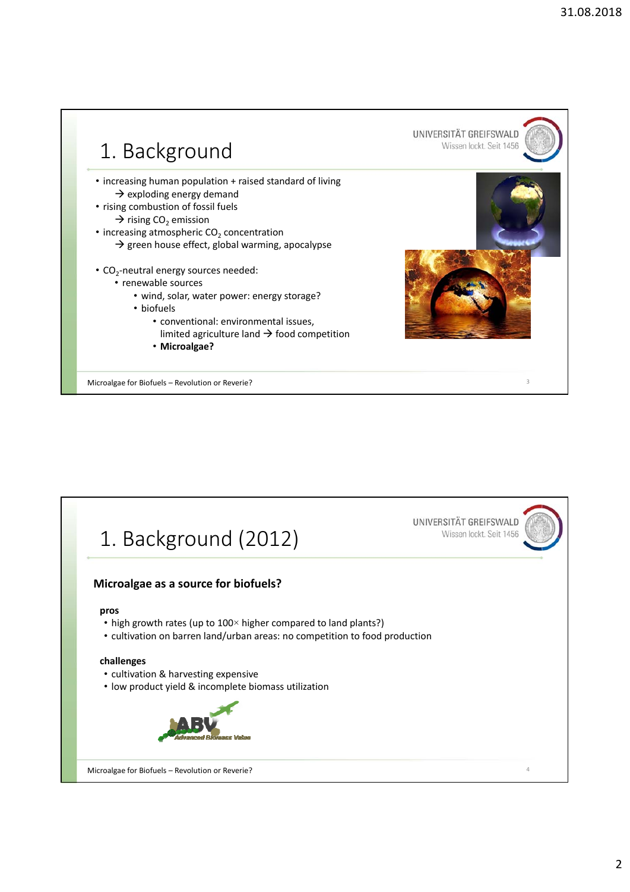# 1. Background

- increasing human population + raised standard of living
  → exploding energy demand
- rising combustion of fossil fuels
  → rising $CO_2$ emission
- increasing atmospheric $CO_2$ concentration
  → green house effect, global warming, apocalypse

- $CO_2$-neutral energy sources needed:
  - renewable sources
    - wind, solar, water power: energy storage?
    - biofuels
      - conventional: environmental issues, limited agriculture land → food competition
      - **Microalgae?**

# 1. Background (2012)

**Microalgae as a source for biofuels?**

**pros**

- high growth rates (up to 100× higher compared to land plants?)
- cultivation on barren land/urban areas: no competition to food production

**challenges**

- cultivation & harvesting expensive
- low product yield & incomplete biomass utilization

ABV Advanced Biomass Value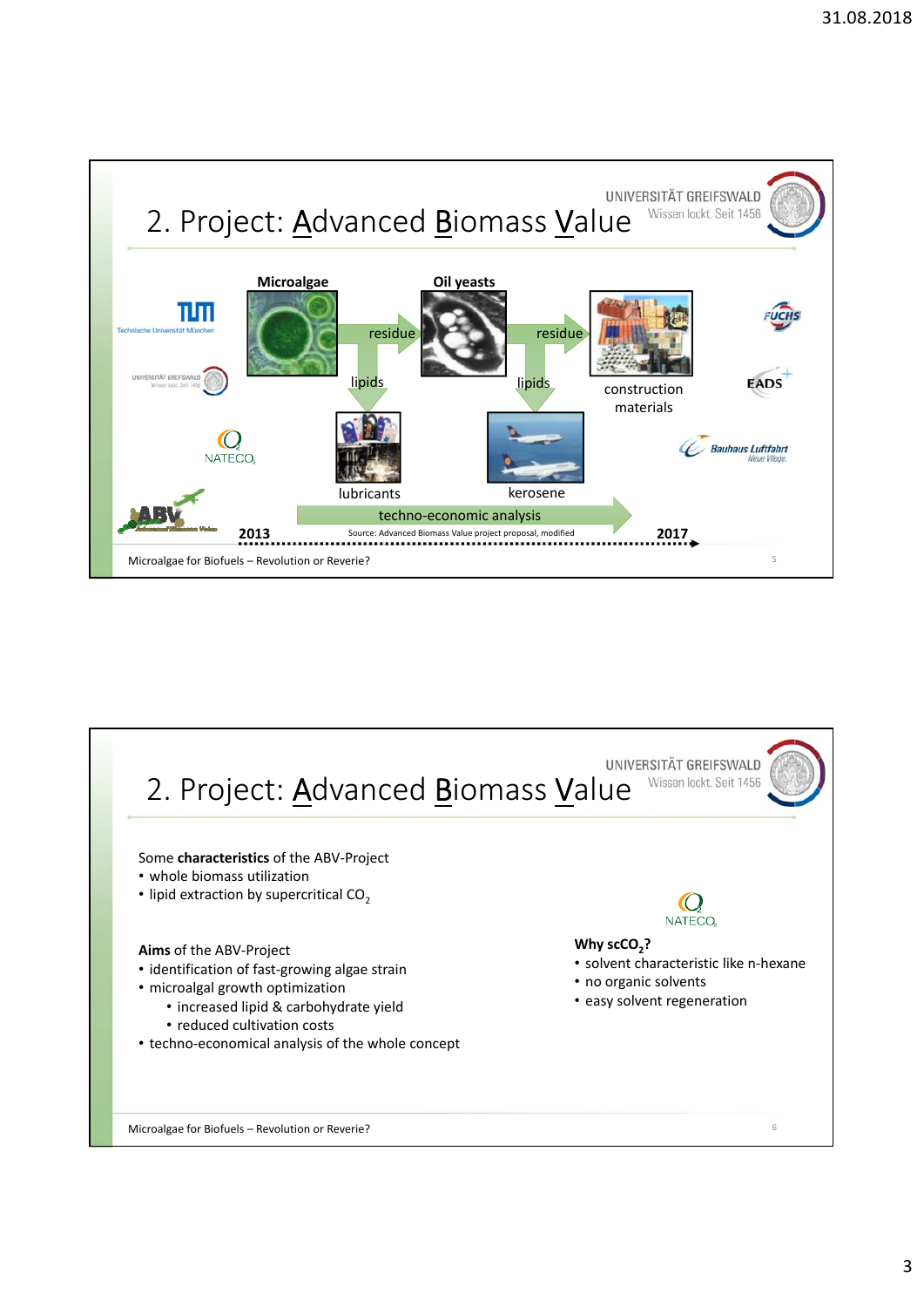## 2. Project: Advanced Biomass Value

UNIVERSITÄT GREIFSWALD
Wissen lockt. Seit 1456

Microalgae → residue → Oil yeasts → residue → construction materials

Microalgae → lipids → lubricants

Oil yeasts → lipids → kerosene

techno-economic analysis

2013 → 2017

Source: Advanced Biomass Value project proposal, modified

Microalgae for Biofuels – Revolution or Reverie?

## 2. Project: Advanced Biomass Value

UNIVERSITÄT GREIFSWALD
Wissen lockt. Seit 1456

Some **characteristics** of the ABV-Project

- whole biomass utilization
- lipid extraction by supercritical $CO_2$

**Aims** of the ABV-Project

- identification of fast-growing algae strain
- microalgal growth optimization
  - increased lipid & carbohydrate yield
  - reduced cultivation costs
- techno-economical analysis of the whole concept

**Why $scCO_2$?**

- solvent characteristic like n-hexane
- no organic solvents
- easy solvent regeneration

Microalgae for Biofuels – Revolution or Reverie?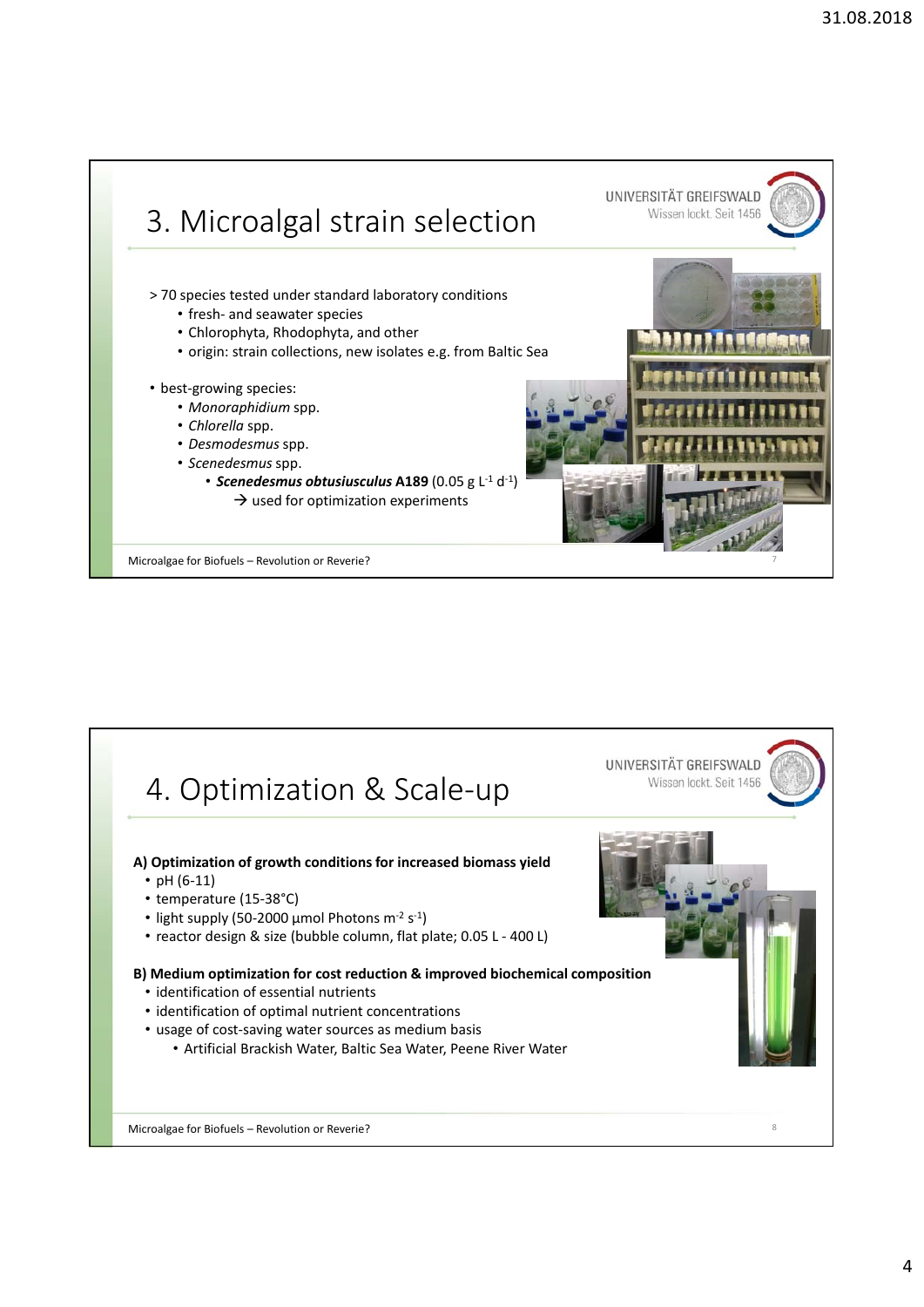# 3. Microalgal strain selection

> 70 species tested under standard laboratory conditions
  - fresh- and seawater species
  - Chlorophyta, Rhodophyta, and other
  - origin: strain collections, new isolates e.g. from Baltic Sea

- best-growing species:
  - *Monoraphidium* spp.
  - *Chlorella* spp.
  - *Desmodesmus* spp.
  - *Scenedesmus* spp.
    - ***Scenedesmus obtusiusculus* A189** (0.05 g $L^{-1}$ $d^{-1}$)
      → used for optimization experiments

# 4. Optimization & Scale-up

**A) Optimization of growth conditions for increased biomass yield**

- pH (6-11)
- temperature (15-38°C)
- light supply (50-2000 µmol Photons $m^{-2}$ $s^{-1}$)
- reactor design & size (bubble column, flat plate; 0.05 L - 400 L)

**B) Medium optimization for cost reduction & improved biochemical composition**

- identification of essential nutrients
- identification of optimal nutrient concentrations
- usage of cost-saving water sources as medium basis
  - Artificial Brackish Water, Baltic Sea Water, Peene River Water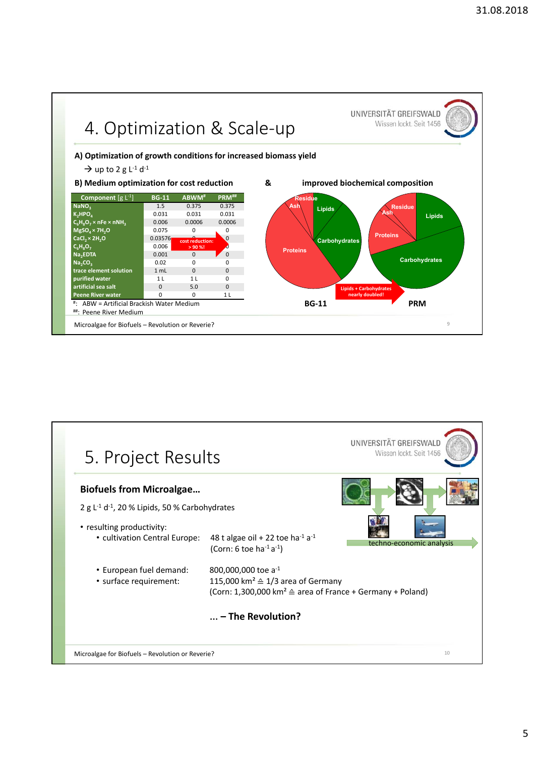# 4. Optimization & Scale-up

**A) Optimization of growth conditions for increased biomass yield**

→ up to 2 g $L^{-1}$ $d^{-1}$

**B) Medium optimization for cost reduction** & **improved biochemical composition**

| Component [g $L^{-1}$] | BG-11 | ABWM[#] | PRM[##] |
|---|---|---|---|
| $NaNO_3$ | 1.5 | 0.375 | 0.375 |
| $K_2HPO_4$ | 0.031 | 0.031 | 0.031 |
| $C_6H_8O_7 \times nFe \times nNH_3$ | 0.006 | 0.0006 | 0.0006 |
| $MgSO_4 \times 7H_2O$ | 0.075 | 0 | 0 |
| $CaCl_2 \times 2H_2O$ | 0.03576 | 0 | 0 |
| $C_6H_8O_7$ | 0.006 | 0 | 0 |
| $Na_2EDTA$ | 0.001 | 0 | 0 |
| $Na_2CO_3$ | 0.02 | 0 | 0 |
| trace element solution | 1 mL | 0 | 0 |
| purified water | 1 L | 1 L | 0 |
| artificial sea salt | 0 | 5.0 | 0 |
| Peene River water | 0 | 0 | 1 L |

cost reduction: > 90 %!

#: ABW = Artificial Brackish Water Medium

##: Peene River Medium

BG-11: Residue, Ash, Lipids, Carbohydrates, Proteins

PRM: Residue, Ash, Lipids, Proteins, Carbohydrates

Lipids + Carbohydrates nearly doubled!

Microalgae for Biofuels – Revolution or Reverie?

# 5. Project Results

**Biofuels from Microalgae…**

2 g $L^{-1}$ $d^{-1}$, 20 % Lipids, 50 % Carbohydrates

- resulting productivity:
  - cultivation Central Europe: 48 t algae oil + 22 toe $ha^{-1}$ $a^{-1}$ (Corn: 6 toe $ha^{-1}$ $a^{-1}$)
  - European fuel demand: 800,000,000 toe $a^{-1}$
  - surface requirement: 115,000 km² ≙ 1/3 area of Germany (Corn: 1,300,000 km² ≙ area of France + Germany + Poland)

techno-economic analysis

**… – The Revolution?**

Microalgae for Biofuels – Revolution or Reverie?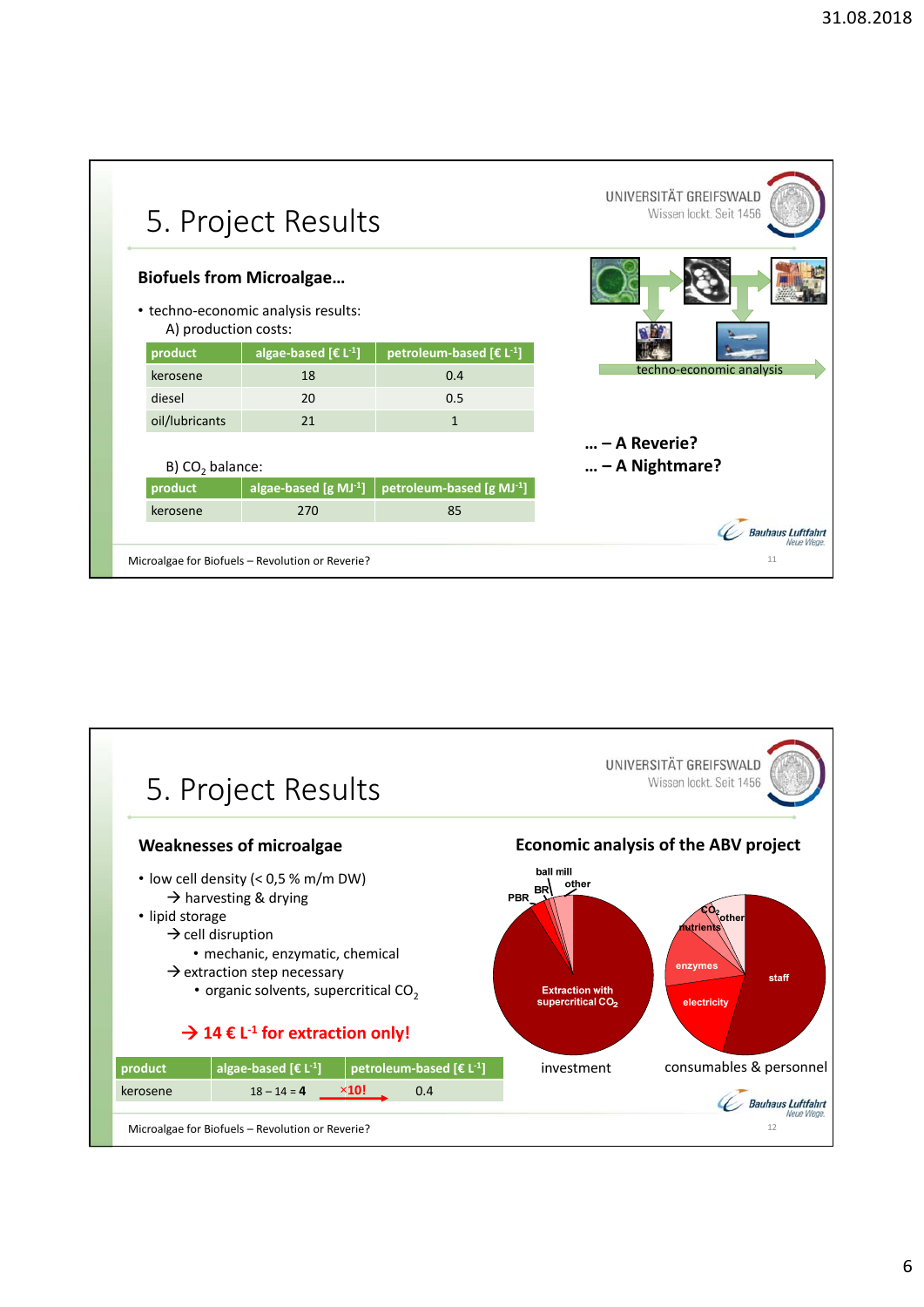# 5. Project Results

## Biofuels from Microalgae…

- techno-economic analysis results:
  A) production costs:

| product | algae-based [€ $L^{-1}$] | petroleum-based [€ $L^{-1}$] |
|---|---|---|
| kerosene | 18 | 0.4 |
| diesel | 20 | 0.5 |
| oil/lubricants | 21 | 1 |

B) $CO_2$ balance:

| product | algae-based [g $MJ^{-1}$] | petroleum-based [g $MJ^{-1}$] |
|---|---|---|
| kerosene | 270 | 85 |

techno-economic analysis

**… – A Reverie?**

**… – A Nightmare?**

Microalgae for Biofuels – Revolution or Reverie?

# 5. Project Results

## Weaknesses of microalgae

- low cell density (< 0,5 % m/m DW)
  → harvesting & drying
- lipid storage
  → cell disruption
  - mechanic, enzymatic, chemical

  → extraction step necessary
  - organic solvents, supercritical $CO_2$

**→ 14 € $L^{-1}$ for extraction only!**

| product | algae-based [€ $L^{-1}$] | | petroleum-based [€ $L^{-1}$] |
|---|---|---|---|
| kerosene | 18 – 14 = **4** | ×10! | 0.4 |

## Economic analysis of the ABV project

investment: ball mill, BR, other, PBR, Extraction with supercritical $CO_2$

consumables & personnel: $CO_2$, other, nutrients, enzymes, electricity, staff

Microalgae for Biofuels – Revolution or Reverie?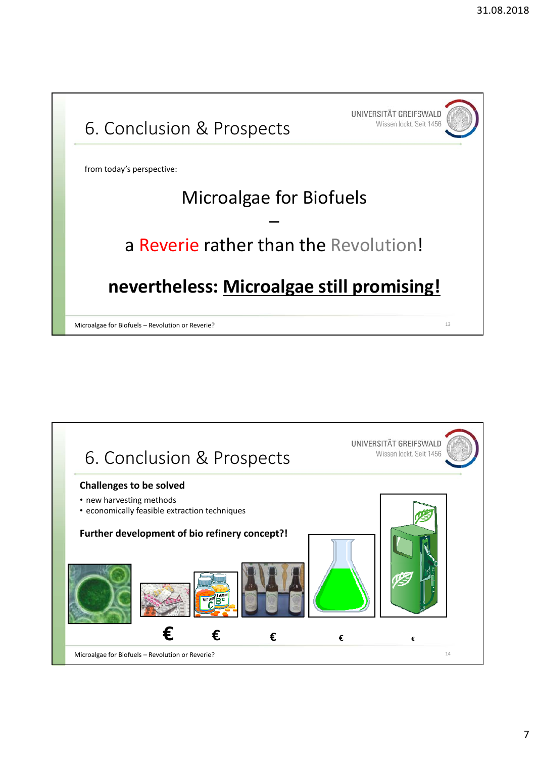## 6. Conclusion & Prospects

from today's perspective:

Microalgae for Biofuels

–

a Reverie rather than the Revolution!

**nevertheless: Microalgae still promising!**

## 6. Conclusion & Prospects

**Challenges to be solved**

- new harvesting methods
- economically feasible extraction techniques

**Further development of bio refinery concept?!**

€ € € € €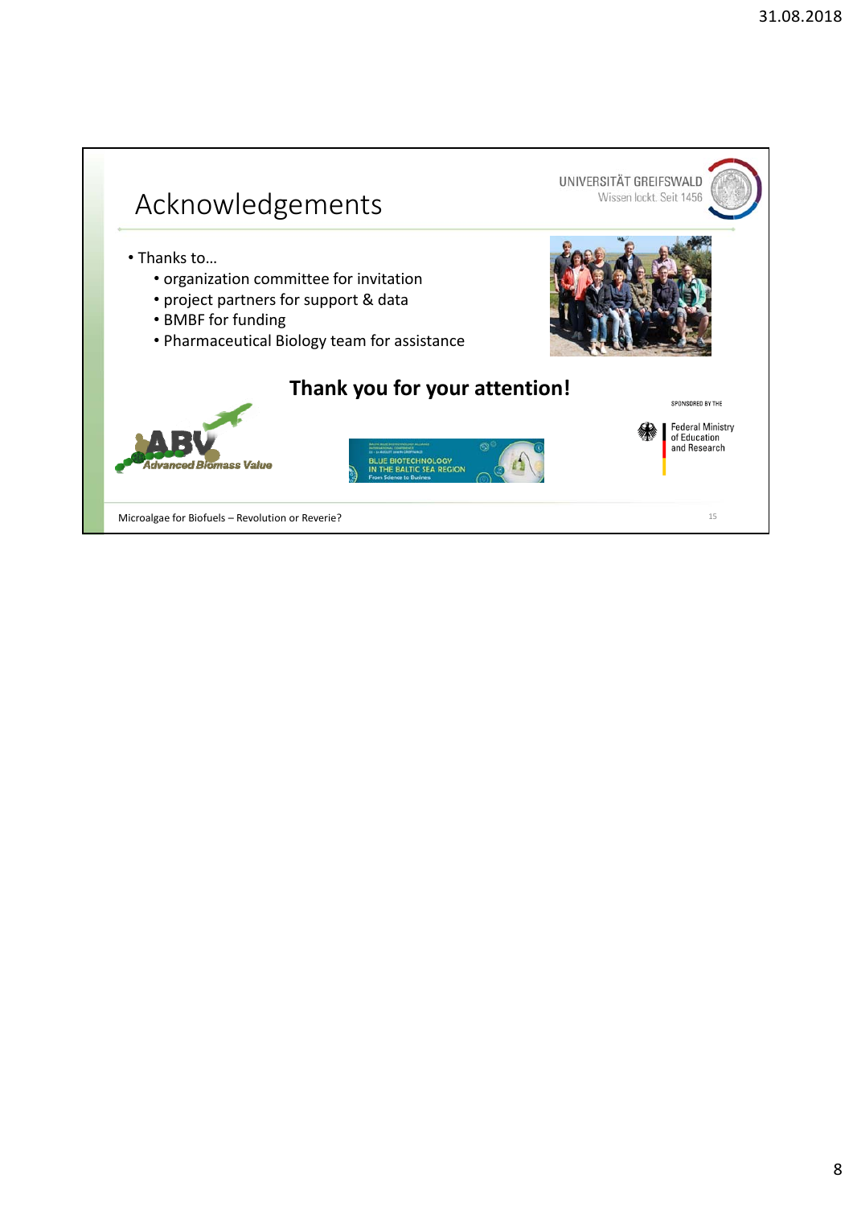# Acknowledgements

UNIVERSITÄT GREIFSWALD
Wissen lockt. Seit 1456

- Thanks to…
  - organization committee for invitation
  - project partners for support & data
  - BMBF for funding
  - Pharmaceutical Biology team for assistance

**Thank you for your attention!**

ABV Advanced Biomass Value

BLUE BIOTECHNOLOGY IN THE BALTIC SEA REGION
From Science to Business

SPONSORED BY THE
Federal Ministry of Education and Research

Microalgae for Biofuels – Revolution or Reverie?